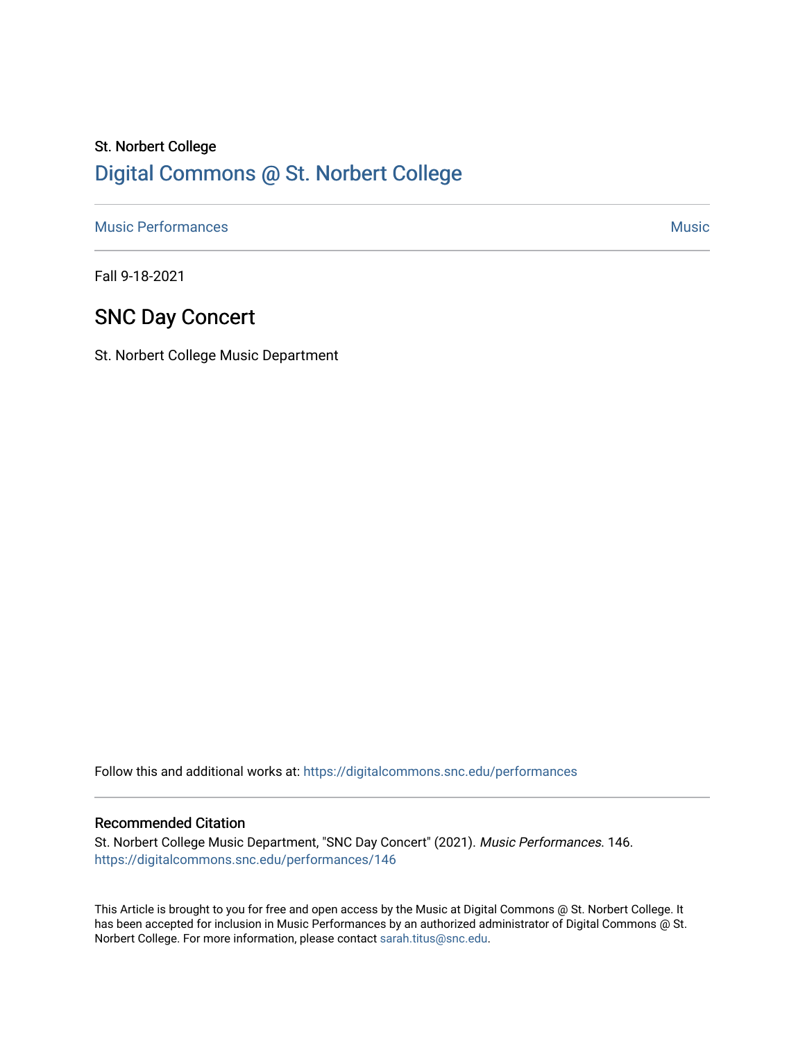St. Norbert College

# Digital Commons @ St. Norbert College

Music Performances | Music

Fall 9-18-2021

## SNC Day Concert

St. Norbert College Music Department

Follow this and additional works at: https://digitalcommons.snc.edu/performances

### Recommended Citation

St. Norbert College Music Department, "SNC Day Concert" (2021). *Music Performances*. 146.
https://digitalcommons.snc.edu/performances/146

This Article is brought to you for free and open access by the Music at Digital Commons @ St. Norbert College. It has been accepted for inclusion in Music Performances by an authorized administrator of Digital Commons @ St. Norbert College. For more information, please contact sarah.titus@snc.edu.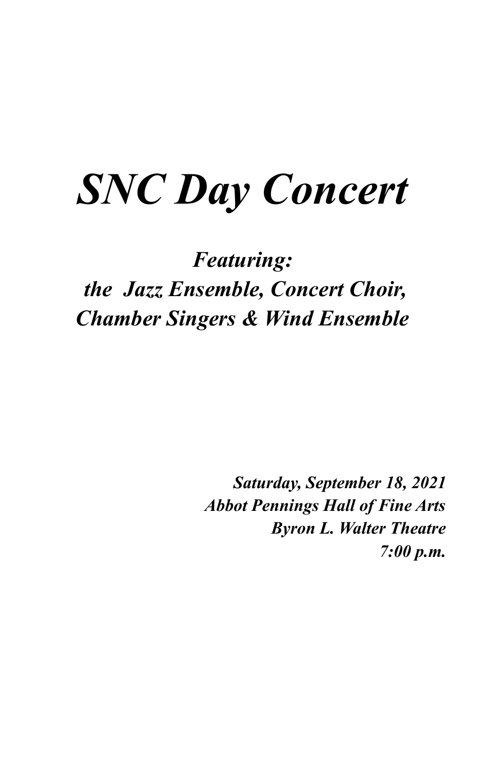# *SNC Day Concert*

## ***Featuring:***
## ***the Jazz Ensemble, Concert Choir, Chamber Singers & Wind Ensemble***

***Saturday, September 18, 2021***
***Abbot Pennings Hall of Fine Arts***
***Byron L. Walter Theatre***
***7:00 p.m.***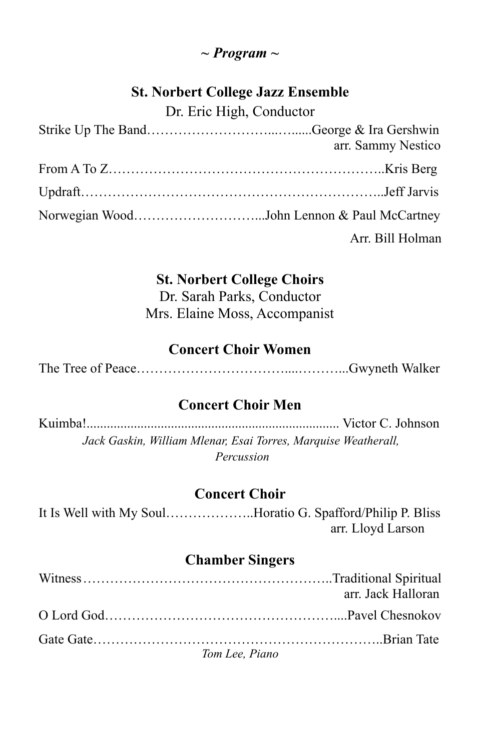*~ Program ~*

**St. Norbert College Jazz Ensemble**

Dr. Eric High, Conductor

Strike Up The Band……………………...….....George & Ira Gershwin
arr. Sammy Nestico

From A To Z……………………………………………………..Kris Berg

Updraft………………………………………………………..Jeff Jarvis

Norwegian Wood………………………...John Lennon & Paul McCartney
Arr. Bill Holman

**St. Norbert College Choirs**

Dr. Sarah Parks, Conductor
Mrs. Elaine Moss, Accompanist

**Concert Choir Women**

The Tree of Peace…………………………....………...Gwyneth Walker

**Concert Choir Men**

Kuimba!........................................................................... Victor C. Johnson
*Jack Gaskin, William Mlenar, Esai Torres, Marquise Weatherall, Percussion*

**Concert Choir**

It Is Well with My Soul………………..Horatio G. Spafford/Philip P. Bliss
arr. Lloyd Larson

**Chamber Singers**

Witness………………………………………………..Traditional Spiritual
arr. Jack Halloran

O Lord God…………………………………………....Pavel Chesnokov

Gate Gate……………………………………………………..Brian Tate
*Tom Lee, Piano*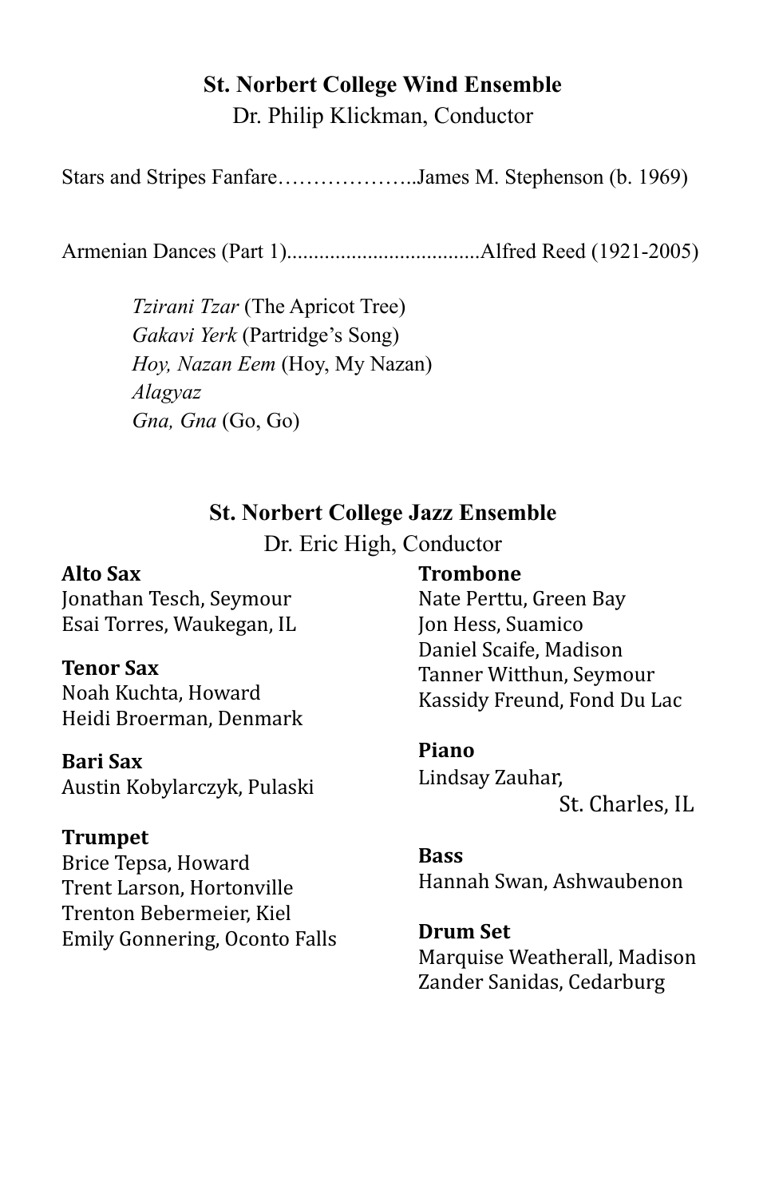## St. Norbert College Wind Ensemble

Dr. Philip Klickman, Conductor

Stars and Stripes Fanfare………………..James M. Stephenson (b. 1969)

Armenian Dances (Part 1)...................................Alfred Reed (1921-2005)

*Tzirani Tzar* (The Apricot Tree)
*Gakavi Yerk* (Partridge's Song)
*Hoy, Nazan Eem* (Hoy, My Nazan)
*Alagyaz*
*Gna, Gna* (Go, Go)

## St. Norbert College Jazz Ensemble

Dr. Eric High, Conductor

**Alto Sax**
Jonathan Tesch, Seymour
Esai Torres, Waukegan, IL

**Tenor Sax**
Noah Kuchta, Howard
Heidi Broerman, Denmark

**Bari Sax**
Austin Kobylarczyk, Pulaski

**Trumpet**
Brice Tepsa, Howard
Trent Larson, Hortonville
Trenton Bebermeier, Kiel
Emily Gonnering, Oconto Falls

**Trombone**
Nate Perttu, Green Bay
Jon Hess, Suamico
Daniel Scaife, Madison
Tanner Witthun, Seymour
Kassidy Freund, Fond Du Lac

**Piano**
Lindsay Zauhar, St. Charles, IL

**Bass**
Hannah Swan, Ashwaubenon

**Drum Set**
Marquise Weatherall, Madison
Zander Sanidas, Cedarburg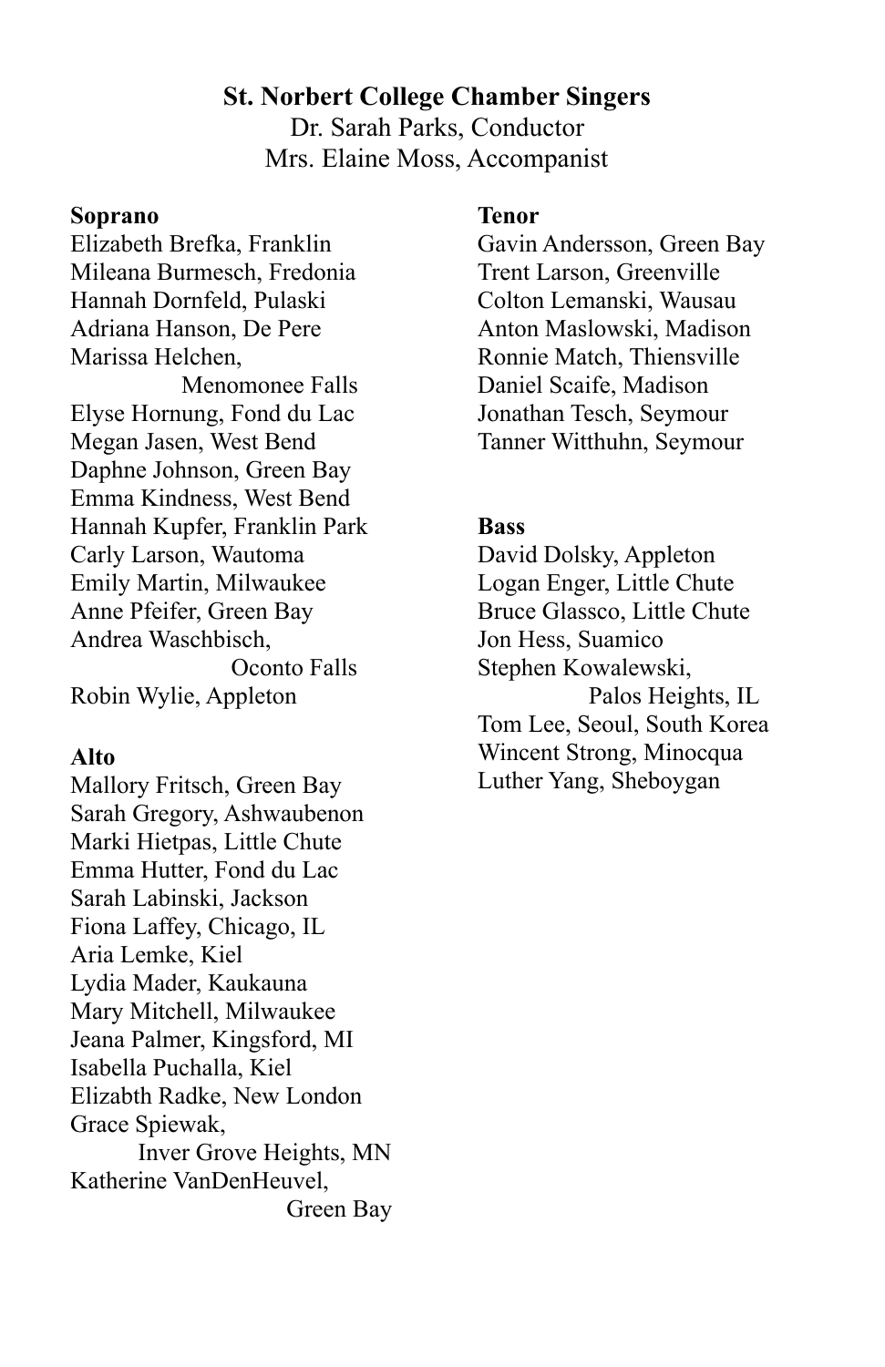## St. Norbert College Chamber Singers

Dr. Sarah Parks, Conductor
Mrs. Elaine Moss, Accompanist

**Soprano**

Elizabeth Brefka, Franklin
Mileana Burmesch, Fredonia
Hannah Dornfeld, Pulaski
Adriana Hanson, De Pere
Marissa Helchen, Menomonee Falls
Elyse Hornung, Fond du Lac
Megan Jasen, West Bend
Daphne Johnson, Green Bay
Emma Kindness, West Bend
Hannah Kupfer, Franklin Park
Carly Larson, Wautoma
Emily Martin, Milwaukee
Anne Pfeifer, Green Bay
Andrea Waschbisch, Oconto Falls
Robin Wylie, Appleton

**Alto**

Mallory Fritsch, Green Bay
Sarah Gregory, Ashwaubenon
Marki Hietpas, Little Chute
Emma Hutter, Fond du Lac
Sarah Labinski, Jackson
Fiona Laffey, Chicago, IL
Aria Lemke, Kiel
Lydia Mader, Kaukauna
Mary Mitchell, Milwaukee
Jeana Palmer, Kingsford, MI
Isabella Puchalla, Kiel
Elizabth Radke, New London
Grace Spiewak, Inver Grove Heights, MN
Katherine VanDenHeuvel, Green Bay

**Tenor**

Gavin Andersson, Green Bay
Trent Larson, Greenville
Colton Lemanski, Wausau
Anton Maslowski, Madison
Ronnie Match, Thiensville
Daniel Scaife, Madison
Jonathan Tesch, Seymour
Tanner Witthuhn, Seymour

**Bass**

David Dolsky, Appleton
Logan Enger, Little Chute
Bruce Glassco, Little Chute
Jon Hess, Suamico
Stephen Kowalewski, Palos Heights, IL
Tom Lee, Seoul, South Korea
Wincent Strong, Minocqua
Luther Yang, Sheboygan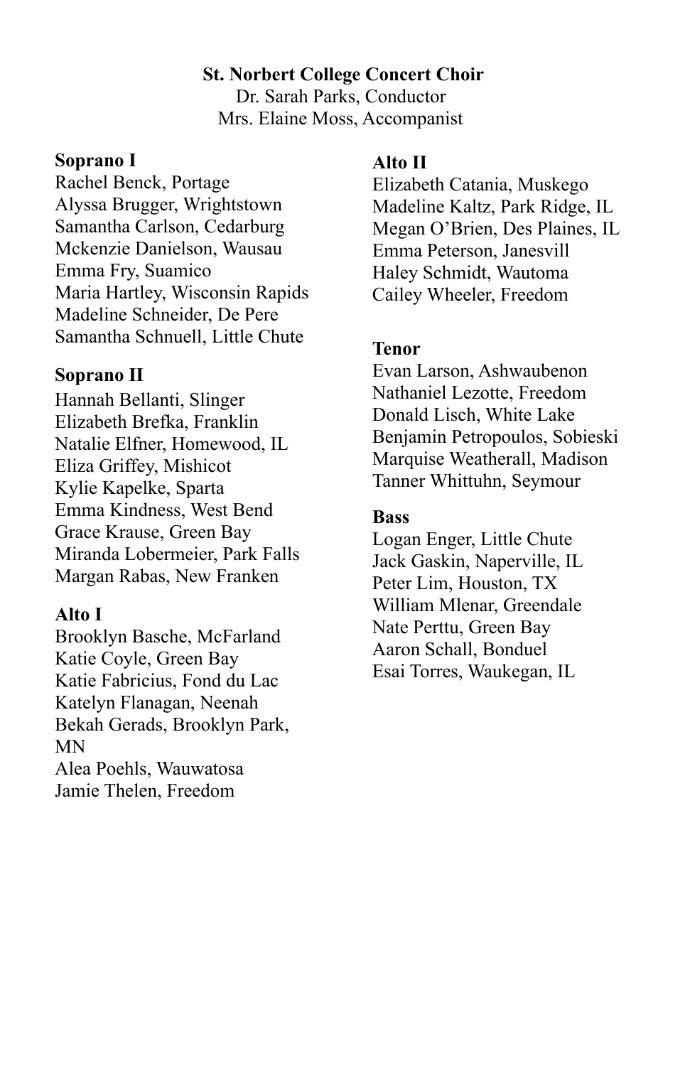**St. Norbert College Concert Choir**
Dr. Sarah Parks, Conductor
Mrs. Elaine Moss, Accompanist

**Soprano I**
Rachel Benck, Portage
Alyssa Brugger, Wrightstown
Samantha Carlson, Cedarburg
Mckenzie Danielson, Wausau
Emma Fry, Suamico
Maria Hartley, Wisconsin Rapids
Madeline Schneider, De Pere
Samantha Schnuell, Little Chute

**Soprano II**
Hannah Bellanti, Slinger
Elizabeth Brefka, Franklin
Natalie Elfner, Homewood, IL
Eliza Griffey, Mishicot
Kylie Kapelke, Sparta
Emma Kindness, West Bend
Grace Krause, Green Bay
Miranda Lobermeier, Park Falls
Margan Rabas, New Franken

**Alto I**
Brooklyn Basche, McFarland
Katie Coyle, Green Bay
Katie Fabricius, Fond du Lac
Katelyn Flanagan, Neenah
Bekah Gerads, Brooklyn Park, MN
Alea Poehls, Wauwatosa
Jamie Thelen, Freedom

**Alto II**
Elizabeth Catania, Muskego
Madeline Kaltz, Park Ridge, IL
Megan O'Brien, Des Plaines, IL
Emma Peterson, Janesvill
Haley Schmidt, Wautoma
Cailey Wheeler, Freedom

**Tenor**
Evan Larson, Ashwaubenon
Nathaniel Lezotte, Freedom
Donald Lisch, White Lake
Benjamin Petropoulos, Sobieski
Marquise Weatherall, Madison
Tanner Whittuhn, Seymour

**Bass**
Logan Enger, Little Chute
Jack Gaskin, Naperville, IL
Peter Lim, Houston, TX
William Mlenar, Greendale
Nate Perttu, Green Bay
Aaron Schall, Bonduel
Esai Torres, Waukegan, IL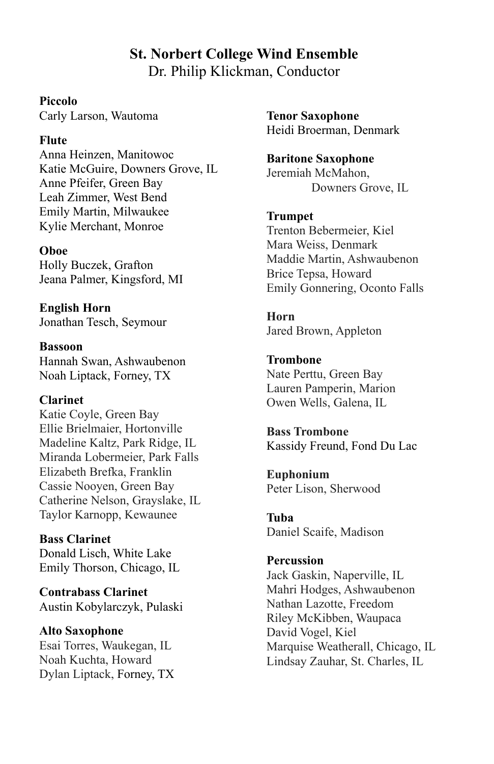## St. Norbert College Wind Ensemble

Dr. Philip Klickman, Conductor

**Piccolo**
Carly Larson, Wautoma

**Flute**
Anna Heinzen, Manitowoc
Katie McGuire, Downers Grove, IL
Anne Pfeifer, Green Bay
Leah Zimmer, West Bend
Emily Martin, Milwaukee
Kylie Merchant, Monroe

**Oboe**
Holly Buczek, Grafton
Jeana Palmer, Kingsford, MI

**English Horn**
Jonathan Tesch, Seymour

**Bassoon**
Hannah Swan, Ashwaubenon
Noah Liptack, Forney, TX

**Clarinet**
Katie Coyle, Green Bay
Ellie Brielmaier, Hortonville
Madeline Kaltz, Park Ridge, IL
Miranda Lobermeier, Park Falls
Elizabeth Brefka, Franklin
Cassie Nooyen, Green Bay
Catherine Nelson, Grayslake, IL
Taylor Karnopp, Kewaunee

**Bass Clarinet**
Donald Lisch, White Lake
Emily Thorson, Chicago, IL

**Contrabass Clarinet**
Austin Kobylarczyk, Pulaski

**Alto Saxophone**
Esai Torres, Waukegan, IL
Noah Kuchta, Howard
Dylan Liptack, Forney, TX

**Tenor Saxophone**
Heidi Broerman, Denmark

**Baritone Saxophone**
Jeremiah McMahon, Downers Grove, IL

**Trumpet**
Trenton Bebermeier, Kiel
Mara Weiss, Denmark
Maddie Martin, Ashwaubenon
Brice Tepsa, Howard
Emily Gonnering, Oconto Falls

**Horn**
Jared Brown, Appleton

**Trombone**
Nate Perttu, Green Bay
Lauren Pamperin, Marion
Owen Wells, Galena, IL

**Bass Trombone**
Kassidy Freund, Fond Du Lac

**Euphonium**
Peter Lison, Sherwood

**Tuba**
Daniel Scaife, Madison

**Percussion**
Jack Gaskin, Naperville, IL
Mahri Hodges, Ashwaubenon
Nathan Lazotte, Freedom
Riley McKibben, Waupaca
David Vogel, Kiel
Marquise Weatherall, Chicago, IL
Lindsay Zauhar, St. Charles, IL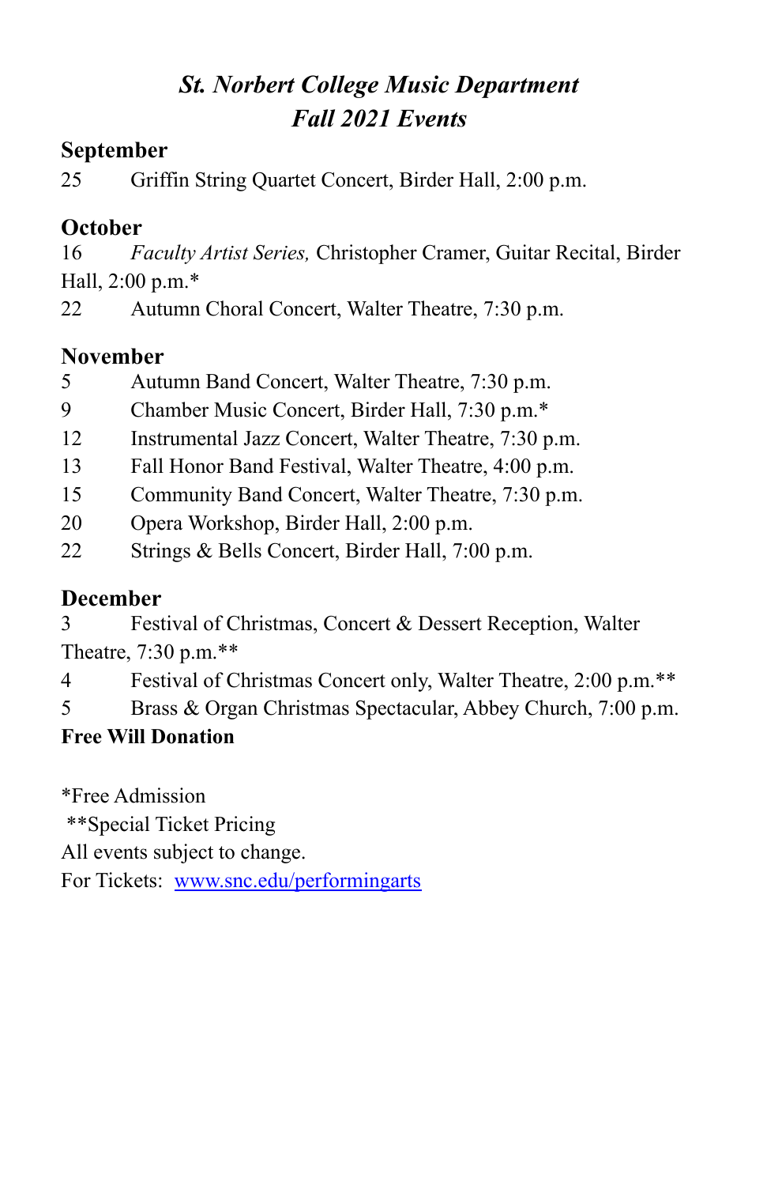# *St. Norbert College Music Department*
# *Fall 2021 Events*

## September

25 Griffin String Quartet Concert, Birder Hall, 2:00 p.m.

## October

16 *Faculty Artist Series,* Christopher Cramer, Guitar Recital, Birder Hall, 2:00 p.m.*

22 Autumn Choral Concert, Walter Theatre, 7:30 p.m.

## November

5 Autumn Band Concert, Walter Theatre, 7:30 p.m.

9 Chamber Music Concert, Birder Hall, 7:30 p.m.*

12 Instrumental Jazz Concert, Walter Theatre, 7:30 p.m.

13 Fall Honor Band Festival, Walter Theatre, 4:00 p.m.

15 Community Band Concert, Walter Theatre, 7:30 p.m.

20 Opera Workshop, Birder Hall, 2:00 p.m.

22 Strings & Bells Concert, Birder Hall, 7:00 p.m.

## December

3 Festival of Christmas, Concert & Dessert Reception, Walter Theatre, 7:30 p.m.**

4 Festival of Christmas Concert only, Walter Theatre, 2:00 p.m.**

5 Brass & Organ Christmas Spectacular, Abbey Church, 7:00 p.m.

**Free Will Donation**

*Free Admission

**Special Ticket Pricing

All events subject to change.

For Tickets: www.snc.edu/performingarts